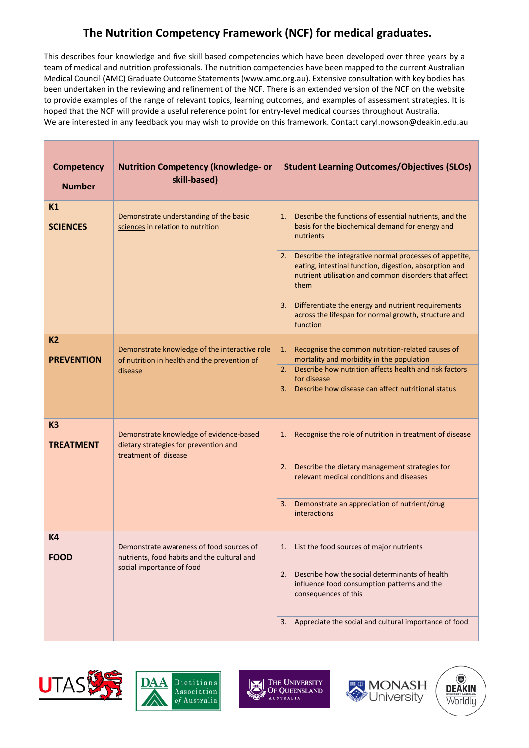# The Nutrition Competency Framework (NCF) for medical graduates.

This describes four knowledge and five skill based competencies which have been developed over three years by a team of medical and nutrition professionals. The nutrition competencies have been mapped to the current Australian Medical Council (AMC) Graduate Outcome Statements (www.amc.org.au). Extensive consultation with key bodies has been undertaken in the reviewing and refinement of the NCF. There is an extended version of the NCF on the website to provide examples of the range of relevant topics, learning outcomes, and examples of assessment strategies. It is hoped that the NCF will provide a useful reference point for entry-level medical courses throughout Australia.
We are interested in any feedback you may wish to provide on this framework. Contact caryl.nowson@deakin.edu.au

| Competency Number | Nutrition Competency (knowledge- or skill-based) | Student Learning Outcomes/Objectives (SLOs) |
|---|---|---|
| **K1** **SCIENCES** | Demonstrate understanding of the basic sciences in relation to nutrition | 1. Describe the functions of essential nutrients, and the basis for the biochemical demand for energy and nutrients |
| | | 2. Describe the integrative normal processes of appetite, eating, intestinal function, digestion, absorption and nutrient utilisation and common disorders that affect them |
| | | 3. Differentiate the energy and nutrient requirements across the lifespan for normal growth, structure and function |
| **K2** **PREVENTION** | Demonstrate knowledge of the interactive role of nutrition in health and the prevention of disease | 1. Recognise the common nutrition-related causes of mortality and morbidity in the population |
| | | 2. Describe how nutrition affects health and risk factors for disease |
| | | 3. Describe how disease can affect nutritional status |
| **K3** **TREATMENT** | Demonstrate knowledge of evidence-based dietary strategies for prevention and treatment of disease | 1. Recognise the role of nutrition in treatment of disease |
| | | 2. Describe the dietary management strategies for relevant medical conditions and diseases |
| | | 3. Demonstrate an appreciation of nutrient/drug interactions |
| **K4** **FOOD** | Demonstrate awareness of food sources of nutrients, food habits and the cultural and social importance of food | 1. List the food sources of major nutrients |
| | | 2. Describe how the social determinants of health influence food consumption patterns and the consequences of this |
| | | 3. Appreciate the social and cultural importance of food |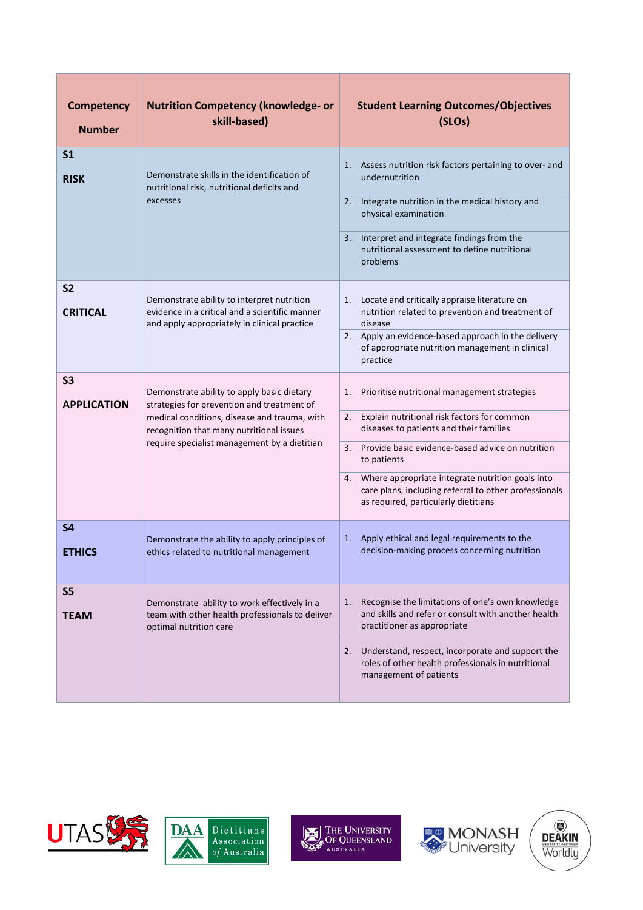| Competency Number | Nutrition Competency (knowledge- or skill-based) | Student Learning Outcomes/Objectives (SLOs) |
|---|---|---|
| **S1** **RISK** | Demonstrate skills in the identification of nutritional risk, nutritional deficits and excesses | 1. Assess nutrition risk factors pertaining to over- and undernutrition |
| | | 2. Integrate nutrition in the medical history and physical examination |
| | | 3. Interpret and integrate findings from the nutritional assessment to define nutritional problems |
| **S2** **CRITICAL** | Demonstrate ability to interpret nutrition evidence in a critical and a scientific manner and apply appropriately in clinical practice | 1. Locate and critically appraise literature on nutrition related to prevention and treatment of disease |
| | | 2. Apply an evidence-based approach in the delivery of appropriate nutrition management in clinical practice |
| **S3** **APPLICATION** | Demonstrate ability to apply basic dietary strategies for prevention and treatment of medical conditions, disease and trauma, with recognition that many nutritional issues require specialist management by a dietitian | 1. Prioritise nutritional management strategies |
| | | 2. Explain nutritional risk factors for common diseases to patients and their families |
| | | 3. Provide basic evidence-based advice on nutrition to patients |
| | | 4. Where appropriate integrate nutrition goals into care plans, including referral to other professionals as required, particularly dietitians |
| **S4** **ETHICS** | Demonstrate the ability to apply principles of ethics related to nutritional management | 1. Apply ethical and legal requirements to the decision-making process concerning nutrition |
| **S5** **TEAM** | Demonstrate ability to work effectively in a team with other health professionals to deliver optimal nutrition care | 1. Recognise the limitations of one's own knowledge and skills and refer or consult with another health practitioner as appropriate |
| | | 2. Understand, respect, incorporate and support the roles of other health professionals in nutritional management of patients |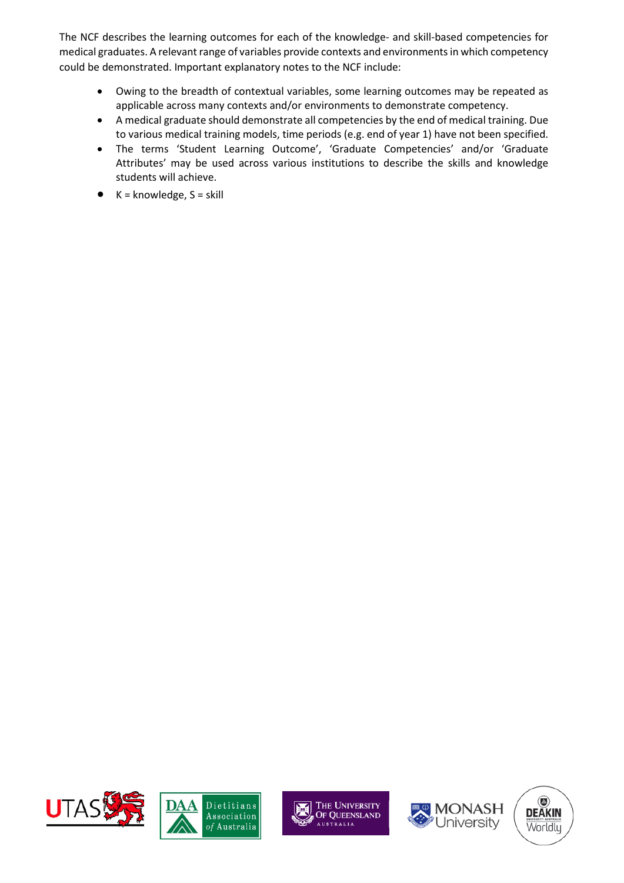The NCF describes the learning outcomes for each of the knowledge- and skill-based competencies for medical graduates. A relevant range of variables provide contexts and environments in which competency could be demonstrated. Important explanatory notes to the NCF include:

- Owing to the breadth of contextual variables, some learning outcomes may be repeated as applicable across many contexts and/or environments to demonstrate competency.
- A medical graduate should demonstrate all competencies by the end of medical training. Due to various medical training models, time periods (e.g. end of year 1) have not been specified.
- The terms 'Student Learning Outcome', 'Graduate Competencies' and/or 'Graduate Attributes' may be used across various institutions to describe the skills and knowledge students will achieve.
- K = knowledge, S = skill